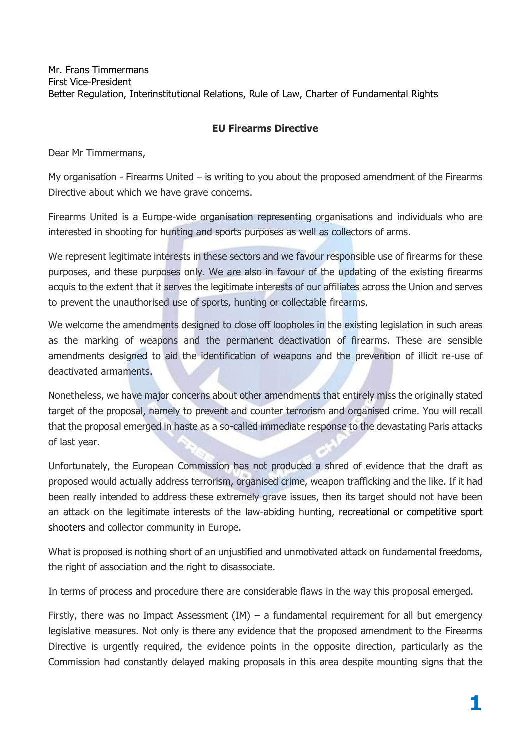Mr. Frans Timmermans
First Vice-President
Better Regulation, Interinstitutional Relations, Rule of Law, Charter of Fundamental Rights

**EU Firearms Directive**

Dear Mr Timmermans,

My organisation - Firearms United – is writing to you about the proposed amendment of the Firearms Directive about which we have grave concerns.

Firearms United is a Europe-wide organisation representing organisations and individuals who are interested in shooting for hunting and sports purposes as well as collectors of arms.

We represent legitimate interests in these sectors and we favour responsible use of firearms for these purposes, and these purposes only. We are also in favour of the updating of the existing firearms acquis to the extent that it serves the legitimate interests of our affiliates across the Union and serves to prevent the unauthorised use of sports, hunting or collectable firearms.

We welcome the amendments designed to close off loopholes in the existing legislation in such areas as the marking of weapons and the permanent deactivation of firearms. These are sensible amendments designed to aid the identification of weapons and the prevention of illicit re-use of deactivated armaments.

Nonetheless, we have major concerns about other amendments that entirely miss the originally stated target of the proposal, namely to prevent and counter terrorism and organised crime. You will recall that the proposal emerged in haste as a so-called immediate response to the devastating Paris attacks of last year.

Unfortunately, the European Commission has not produced a shred of evidence that the draft as proposed would actually address terrorism, organised crime, weapon trafficking and the like. If it had been really intended to address these extremely grave issues, then its target should not have been an attack on the legitimate interests of the law-abiding hunting, recreational or competitive sport shooters and collector community in Europe.

What is proposed is nothing short of an unjustified and unmotivated attack on fundamental freedoms, the right of association and the right to disassociate.

In terms of process and procedure there are considerable flaws in the way this proposal emerged.

Firstly, there was no Impact Assessment (IM) – a fundamental requirement for all but emergency legislative measures. Not only is there any evidence that the proposed amendment to the Firearms Directive is urgently required, the evidence points in the opposite direction, particularly as the Commission had constantly delayed making proposals in this area despite mounting signs that the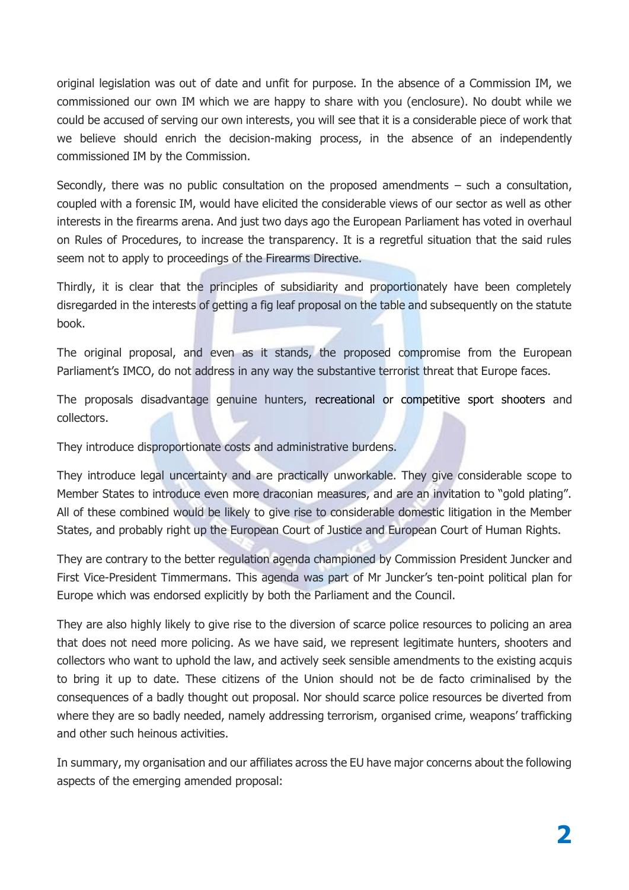original legislation was out of date and unfit for purpose. In the absence of a Commission IM, we commissioned our own IM which we are happy to share with you (enclosure). No doubt while we could be accused of serving our own interests, you will see that it is a considerable piece of work that we believe should enrich the decision-making process, in the absence of an independently commissioned IM by the Commission.

Secondly, there was no public consultation on the proposed amendments – such a consultation, coupled with a forensic IM, would have elicited the considerable views of our sector as well as other interests in the firearms arena. And just two days ago the European Parliament has voted in overhaul on Rules of Procedures, to increase the transparency. It is a regretful situation that the said rules seem not to apply to proceedings of the Firearms Directive.

Thirdly, it is clear that the principles of subsidiarity and proportionately have been completely disregarded in the interests of getting a fig leaf proposal on the table and subsequently on the statute book.

The original proposal, and even as it stands, the proposed compromise from the European Parliament's IMCO, do not address in any way the substantive terrorist threat that Europe faces.

The proposals disadvantage genuine hunters, recreational or competitive sport shooters and collectors.

They introduce disproportionate costs and administrative burdens.

They introduce legal uncertainty and are practically unworkable. They give considerable scope to Member States to introduce even more draconian measures, and are an invitation to "gold plating". All of these combined would be likely to give rise to considerable domestic litigation in the Member States, and probably right up the European Court of Justice and European Court of Human Rights.

They are contrary to the better regulation agenda championed by Commission President Juncker and First Vice-President Timmermans. This agenda was part of Mr Juncker's ten-point political plan for Europe which was endorsed explicitly by both the Parliament and the Council.

They are also highly likely to give rise to the diversion of scarce police resources to policing an area that does not need more policing. As we have said, we represent legitimate hunters, shooters and collectors who want to uphold the law, and actively seek sensible amendments to the existing acquis to bring it up to date. These citizens of the Union should not be de facto criminalised by the consequences of a badly thought out proposal. Nor should scarce police resources be diverted from where they are so badly needed, namely addressing terrorism, organised crime, weapons' trafficking and other such heinous activities.

In summary, my organisation and our affiliates across the EU have major concerns about the following aspects of the emerging amended proposal: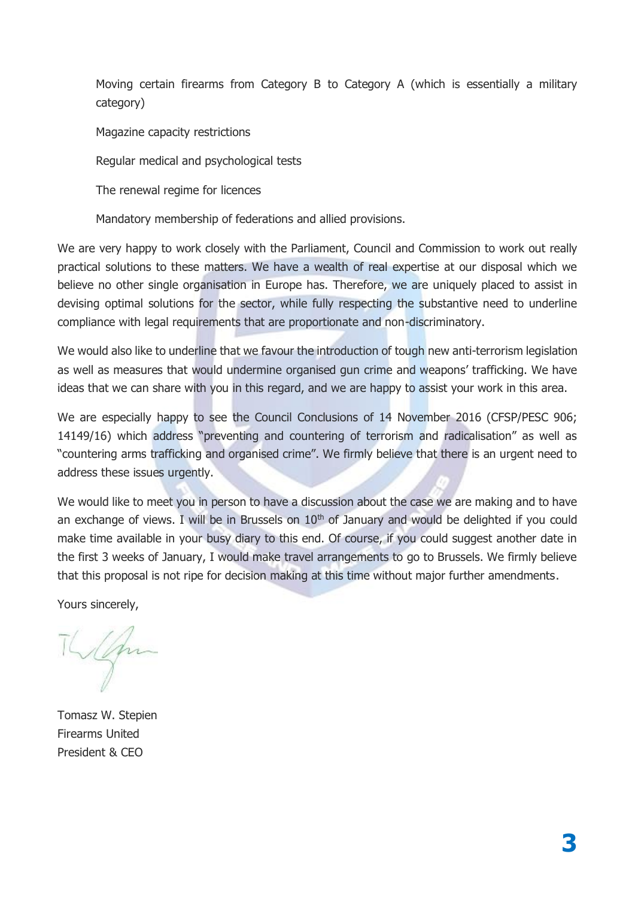Moving certain firearms from Category B to Category A (which is essentially a military category)

Magazine capacity restrictions

Regular medical and psychological tests

The renewal regime for licences

Mandatory membership of federations and allied provisions.

We are very happy to work closely with the Parliament, Council and Commission to work out really practical solutions to these matters. We have a wealth of real expertise at our disposal which we believe no other single organisation in Europe has. Therefore, we are uniquely placed to assist in devising optimal solutions for the sector, while fully respecting the substantive need to underline compliance with legal requirements that are proportionate and non-discriminatory.

We would also like to underline that we favour the introduction of tough new anti-terrorism legislation as well as measures that would undermine organised gun crime and weapons' trafficking. We have ideas that we can share with you in this regard, and we are happy to assist your work in this area.

We are especially happy to see the Council Conclusions of 14 November 2016 (CFSP/PESC 906; 14149/16) which address "preventing and countering of terrorism and radicalisation" as well as "countering arms trafficking and organised crime". We firmly believe that there is an urgent need to address these issues urgently.

We would like to meet you in person to have a discussion about the case we are making and to have an exchange of views. I will be in Brussels on 10th of January and would be delighted if you could make time available in your busy diary to this end. Of course, if you could suggest another date in the first 3 weeks of January, I would make travel arrangements to go to Brussels. We firmly believe that this proposal is not ripe for decision making at this time without major further amendments.

Yours sincerely,

Tomasz W. Stepien
Firearms United
President & CEO